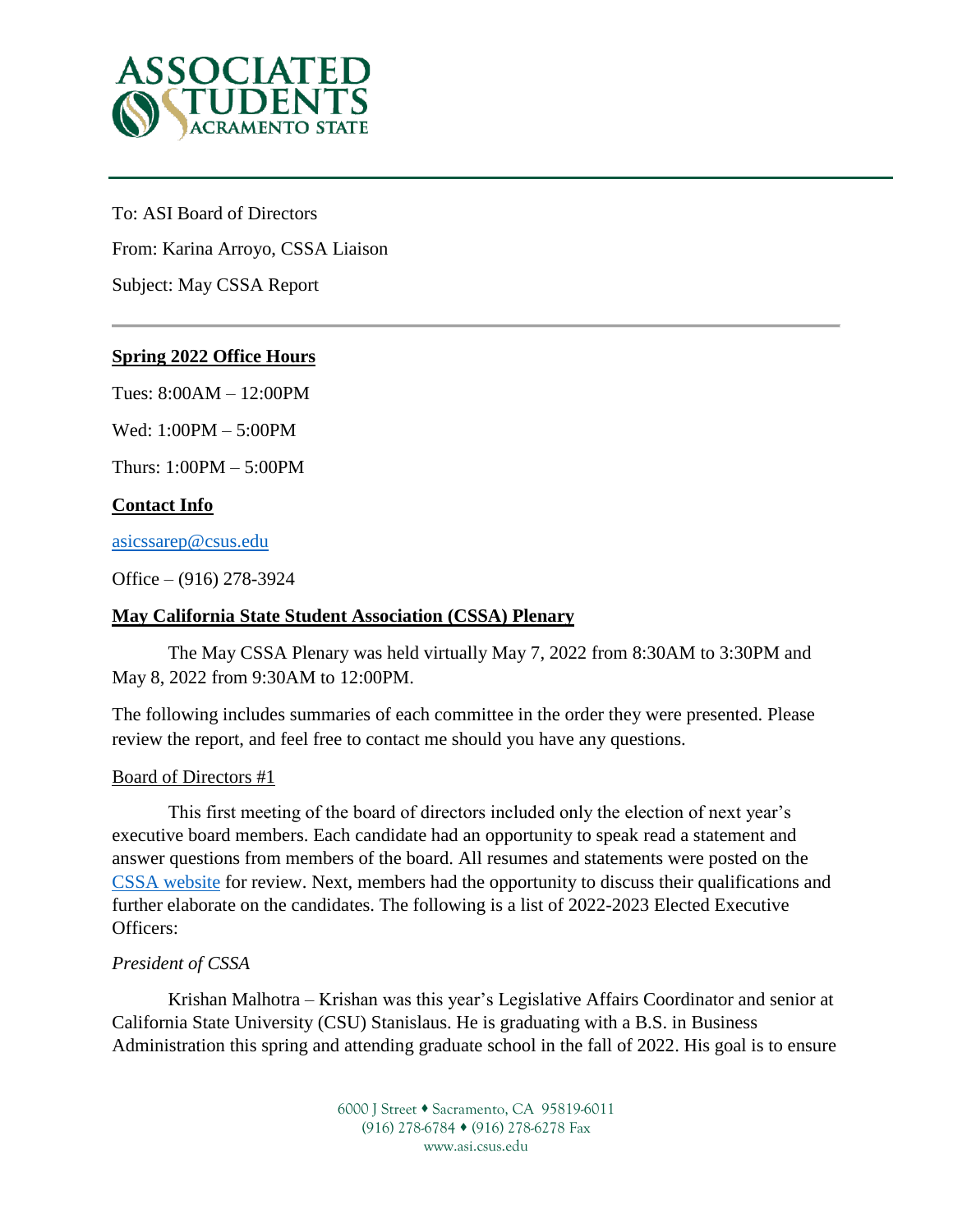To: ASI Board of Directors

From: Karina Arroyo, CSSA Liaison

Subject: May CSSA Report

---

**Spring 2022 Office Hours**

Tues: 8:00AM – 12:00PM

Wed: 1:00PM – 5:00PM

Thurs: 1:00PM – 5:00PM

**Contact Info**

asicssarep@csus.edu

Office – (916) 278-3924

**May California State Student Association (CSSA) Plenary**

The May CSSA Plenary was held virtually May 7, 2022 from 8:30AM to 3:30PM and May 8, 2022 from 9:30AM to 12:00PM.

The following includes summaries of each committee in the order they were presented. Please review the report, and feel free to contact me should you have any questions.

Board of Directors #1

This first meeting of the board of directors included only the election of next year's executive board members. Each candidate had an opportunity to speak read a statement and answer questions from members of the board. All resumes and statements were posted on the CSSA website for review. Next, members had the opportunity to discuss their qualifications and further elaborate on the candidates. The following is a list of 2022-2023 Elected Executive Officers:

*President of CSSA*

Krishan Malhotra – Krishan was this year's Legislative Affairs Coordinator and senior at California State University (CSU) Stanislaus. He is graduating with a B.S. in Business Administration this spring and attending graduate school in the fall of 2022. His goal is to ensure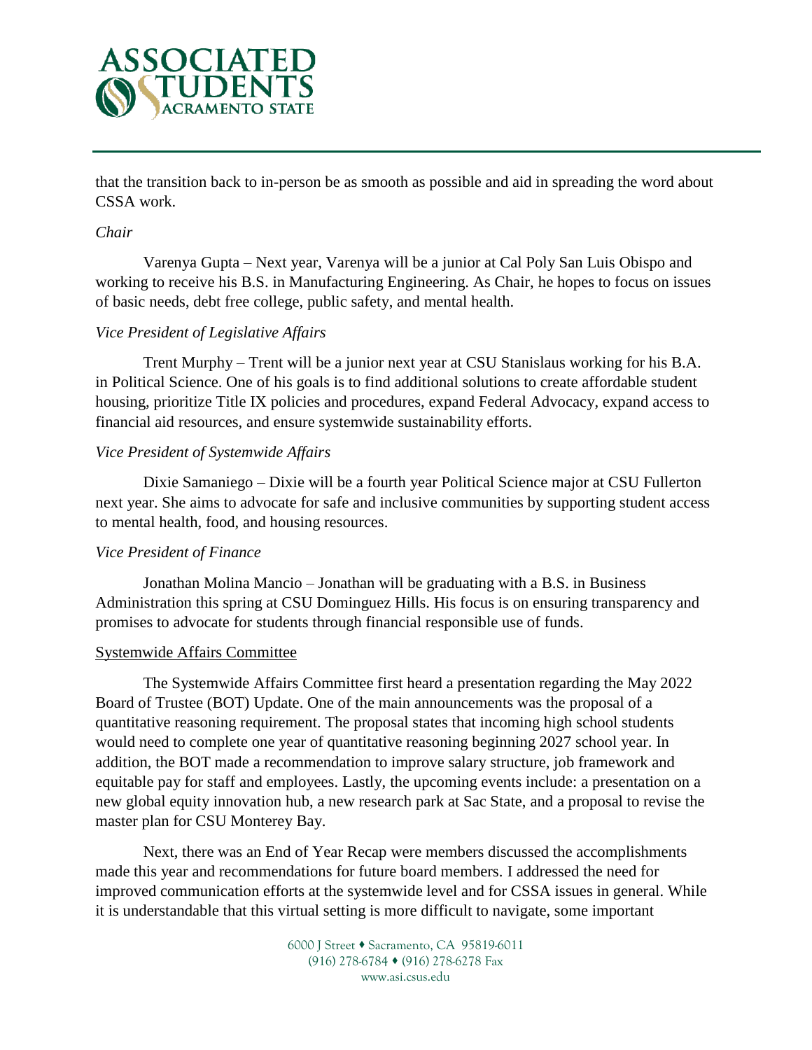that the transition back to in-person be as smooth as possible and aid in spreading the word about CSSA work.

*Chair*

Varenya Gupta – Next year, Varenya will be a junior at Cal Poly San Luis Obispo and working to receive his B.S. in Manufacturing Engineering. As Chair, he hopes to focus on issues of basic needs, debt free college, public safety, and mental health.

*Vice President of Legislative Affairs*

Trent Murphy – Trent will be a junior next year at CSU Stanislaus working for his B.A. in Political Science. One of his goals is to find additional solutions to create affordable student housing, prioritize Title IX policies and procedures, expand Federal Advocacy, expand access to financial aid resources, and ensure systemwide sustainability efforts.

*Vice President of Systemwide Affairs*

Dixie Samaniego – Dixie will be a fourth year Political Science major at CSU Fullerton next year. She aims to advocate for safe and inclusive communities by supporting student access to mental health, food, and housing resources.

*Vice President of Finance*

Jonathan Molina Mancio – Jonathan will be graduating with a B.S. in Business Administration this spring at CSU Dominguez Hills. His focus is on ensuring transparency and promises to advocate for students through financial responsible use of funds.

<u>Systemwide Affairs Committee</u>

The Systemwide Affairs Committee first heard a presentation regarding the May 2022 Board of Trustee (BOT) Update. One of the main announcements was the proposal of a quantitative reasoning requirement. The proposal states that incoming high school students would need to complete one year of quantitative reasoning beginning 2027 school year. In addition, the BOT made a recommendation to improve salary structure, job framework and equitable pay for staff and employees. Lastly, the upcoming events include: a presentation on a new global equity innovation hub, a new research park at Sac State, and a proposal to revise the master plan for CSU Monterey Bay.

Next, there was an End of Year Recap were members discussed the accomplishments made this year and recommendations for future board members. I addressed the need for improved communication efforts at the systemwide level and for CSSA issues in general. While it is understandable that this virtual setting is more difficult to navigate, some important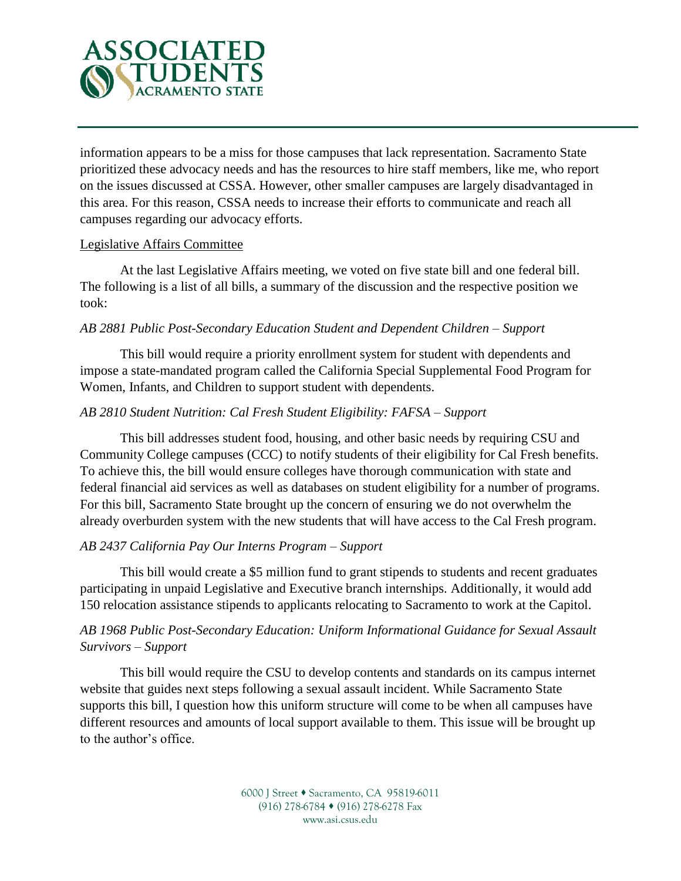information appears to be a miss for those campuses that lack representation. Sacramento State prioritized these advocacy needs and has the resources to hire staff members, like me, who report on the issues discussed at CSSA. However, other smaller campuses are largely disadvantaged in this area. For this reason, CSSA needs to increase their efforts to communicate and reach all campuses regarding our advocacy efforts.

<u>Legislative Affairs Committee</u>

At the last Legislative Affairs meeting, we voted on five state bill and one federal bill. The following is a list of all bills, a summary of the discussion and the respective position we took:

*AB 2881 Public Post-Secondary Education Student and Dependent Children – Support*

This bill would require a priority enrollment system for student with dependents and impose a state-mandated program called the California Special Supplemental Food Program for Women, Infants, and Children to support student with dependents.

*AB 2810 Student Nutrition: Cal Fresh Student Eligibility: FAFSA – Support*

This bill addresses student food, housing, and other basic needs by requiring CSU and Community College campuses (CCC) to notify students of their eligibility for Cal Fresh benefits. To achieve this, the bill would ensure colleges have thorough communication with state and federal financial aid services as well as databases on student eligibility for a number of programs. For this bill, Sacramento State brought up the concern of ensuring we do not overwhelm the already overburden system with the new students that will have access to the Cal Fresh program.

*AB 2437 California Pay Our Interns Program – Support*

This bill would create a $5 million fund to grant stipends to students and recent graduates participating in unpaid Legislative and Executive branch internships. Additionally, it would add 150 relocation assistance stipends to applicants relocating to Sacramento to work at the Capitol.

*AB 1968 Public Post-Secondary Education: Uniform Informational Guidance for Sexual Assault Survivors – Support*

This bill would require the CSU to develop contents and standards on its campus internet website that guides next steps following a sexual assault incident. While Sacramento State supports this bill, I question how this uniform structure will come to be when all campuses have different resources and amounts of local support available to them. This issue will be brought up to the author's office.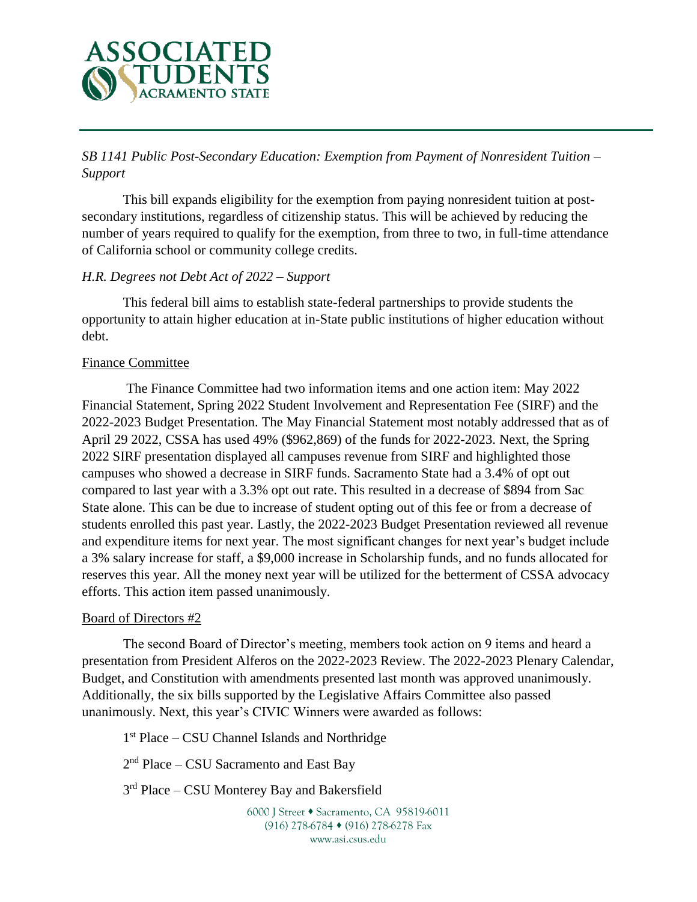*SB 1141 Public Post-Secondary Education: Exemption from Payment of Nonresident Tuition – Support*

This bill expands eligibility for the exemption from paying nonresident tuition at post-secondary institutions, regardless of citizenship status. This will be achieved by reducing the number of years required to qualify for the exemption, from three to two, in full-time attendance of California school or community college credits.

*H.R. Degrees not Debt Act of 2022 – Support*

This federal bill aims to establish state-federal partnerships to provide students the opportunity to attain higher education at in-State public institutions of higher education without debt.

<u>Finance Committee</u>

The Finance Committee had two information items and one action item: May 2022 Financial Statement, Spring 2022 Student Involvement and Representation Fee (SIRF) and the 2022-2023 Budget Presentation. The May Financial Statement most notably addressed that as of April 29 2022, CSSA has used 49% ($962,869) of the funds for 2022-2023. Next, the Spring 2022 SIRF presentation displayed all campuses revenue from SIRF and highlighted those campuses who showed a decrease in SIRF funds. Sacramento State had a 3.4% of opt out compared to last year with a 3.3% opt out rate. This resulted in a decrease of $894 from Sac State alone. This can be due to increase of student opting out of this fee or from a decrease of students enrolled this past year. Lastly, the 2022-2023 Budget Presentation reviewed all revenue and expenditure items for next year. The most significant changes for next year's budget include a 3% salary increase for staff, a $9,000 increase in Scholarship funds, and no funds allocated for reserves this year. All the money next year will be utilized for the betterment of CSSA advocacy efforts. This action item passed unanimously.

<u>Board of Directors #2</u>

The second Board of Director's meeting, members took action on 9 items and heard a presentation from President Alferos on the 2022-2023 Review. The 2022-2023 Plenary Calendar, Budget, and Constitution with amendments presented last month was approved unanimously. Additionally, the six bills supported by the Legislative Affairs Committee also passed unanimously. Next, this year's CIVIC Winners were awarded as follows:

1st Place – CSU Channel Islands and Northridge

2nd Place – CSU Sacramento and East Bay

3rd Place – CSU Monterey Bay and Bakersfield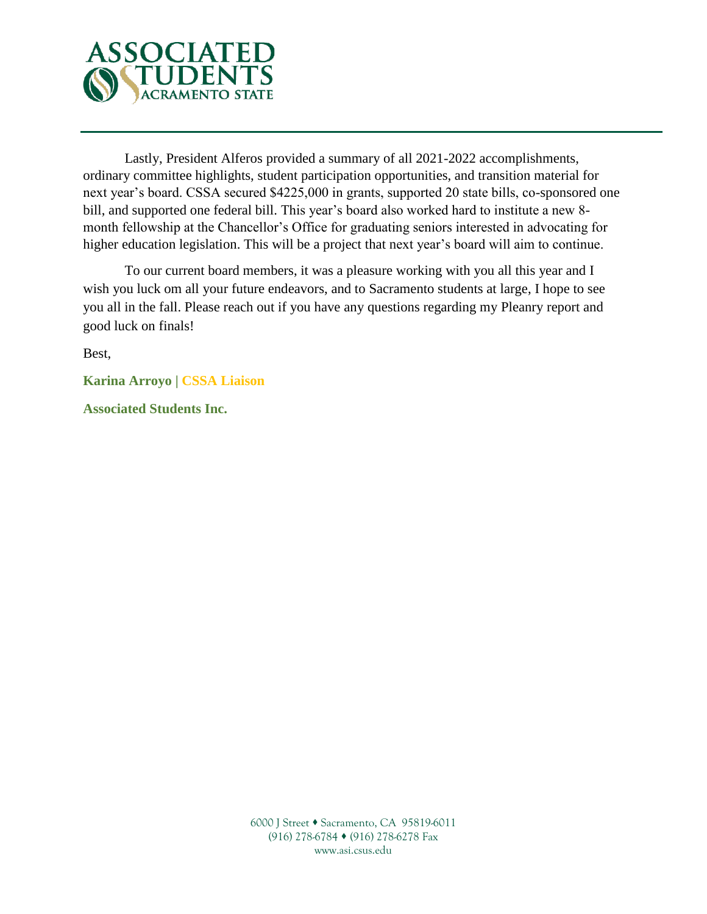Lastly, President Alferos provided a summary of all 2021-2022 accomplishments, ordinary committee highlights, student participation opportunities, and transition material for next year's board. CSSA secured $4225,000 in grants, supported 20 state bills, co-sponsored one bill, and supported one federal bill. This year's board also worked hard to institute a new 8-month fellowship at the Chancellor's Office for graduating seniors interested in advocating for higher education legislation. This will be a project that next year's board will aim to continue.

To our current board members, it was a pleasure working with you all this year and I wish you luck om all your future endeavors, and to Sacramento students at large, I hope to see you all in the fall. Please reach out if you have any questions regarding my Pleanry report and good luck on finals!

Best,

**Karina Arroyo | CSSA Liaison**

**Associated Students Inc.**